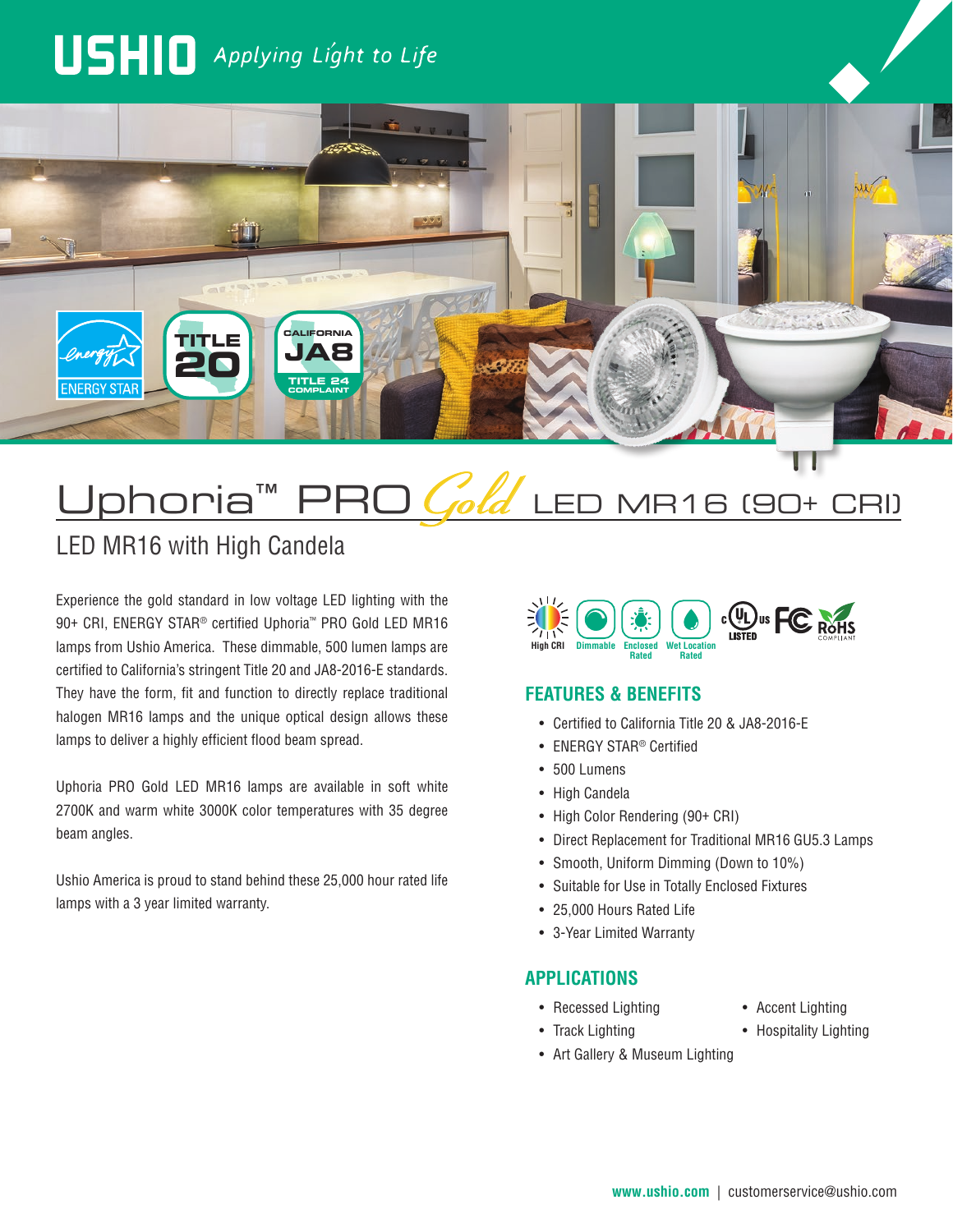USHIO *Applying Light to Life*

ENERGY STAR | TITLE 20 | CALIFORNIA JA8 TITLE 24 COMPLAINT

# Uphoria™ PRO *Gold* LED MR16 (90+ CRI)

## LED MR16 with High Candela

Experience the gold standard in low voltage LED lighting with the 90+ CRI, ENERGY STAR® certified Uphoria™ PRO Gold LED MR16 lamps from Ushio America. These dimmable, 500 lumen lamps are certified to California's stringent Title 20 and JA8-2016-E standards. They have the form, fit and function to directly replace traditional halogen MR16 lamps and the unique optical design allows these lamps to deliver a highly efficient flood beam spread.

Uphoria PRO Gold LED MR16 lamps are available in soft white 2700K and warm white 3000K color temperatures with 35 degree beam angles.

Ushio America is proud to stand behind these 25,000 hour rated life lamps with a 3 year limited warranty.

High CRI | Dimmable | Enclosed Rated | Wet Location Rated | cULus LISTED | FC | RoHS COMPLIANT

### FEATURES & BENEFITS

- Certified to California Title 20 & JA8-2016-E
- ENERGY STAR® Certified
- 500 Lumens
- High Candela
- High Color Rendering (90+ CRI)
- Direct Replacement for Traditional MR16 GU5.3 Lamps
- Smooth, Uniform Dimming (Down to 10%)
- Suitable for Use in Totally Enclosed Fixtures
- 25,000 Hours Rated Life
- 3-Year Limited Warranty

### APPLICATIONS

- Recessed Lighting
- Track Lighting
- Art Gallery & Museum Lighting
- Accent Lighting
- Hospitality Lighting

www.ushio.com | customerservice@ushio.com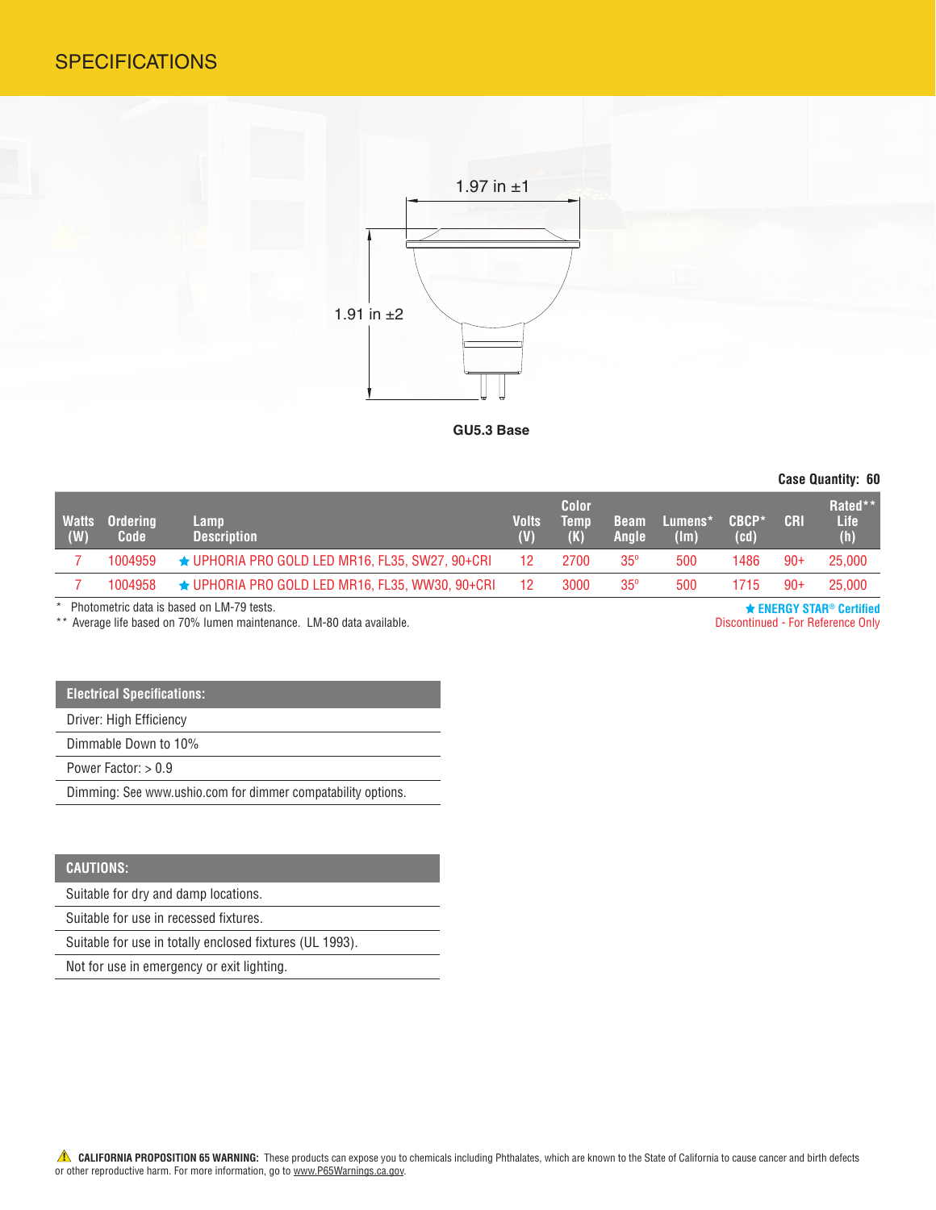# SPECIFICATIONS

1.97 in ±1

1.91 in ±2

**GUS5.3 Base**

**Case Quantity: 60**

| Watts (W) | Ordering Code | Lamp Description | Volts (V) | Color Temp (K) | Beam Angle | Lumens* (lm) | CBCP* (cd) | CRI | Rated** Life (h) |
|---|---|---|---|---|---|---|---|---|---|
| 7 | 1004959 | ★ UPHORIA PRO GOLD LED MR16, FL35, SW27, 90+CRI | 12 | 2700 | 35° | 500 | 1486 | 90+ | 25,000 |
| 7 | 1004958 | ★ UPHORIA PRO GOLD LED MR16, FL35, WW30, 90+CRI | 12 | 3000 | 35° | 500 | 1715 | 90+ | 25,000 |

\* Photometric data is based on LM-79 tests.

** Average life based on 70% lumen maintenance. LM-80 data available.

★ **ENERGY STAR® Certified**

Discontinued - For Reference Only

| Electrical Specifications: |
|---|
| Driver: High Efficiency |
| Dimmable Down to 10% |
| Power Factor: > 0.9 |
| Dimming: See www.ushio.com for dimmer compatability options. |

| CAUTIONS: |
|---|
| Suitable for dry and damp locations. |
| Suitable for use in recessed fixtures. |
| Suitable for use in totally enclosed fixtures (UL 1993). |
| Not for use in emergency or exit lighting. |

⚠ **CALIFORNIA PROPOSITION 65 WARNING:** These products can expose you to chemicals including Phthalates, which are known to the State of California to cause cancer and birth defects or other reproductive harm. For more information, go to www.P65Warnings.ca.gov.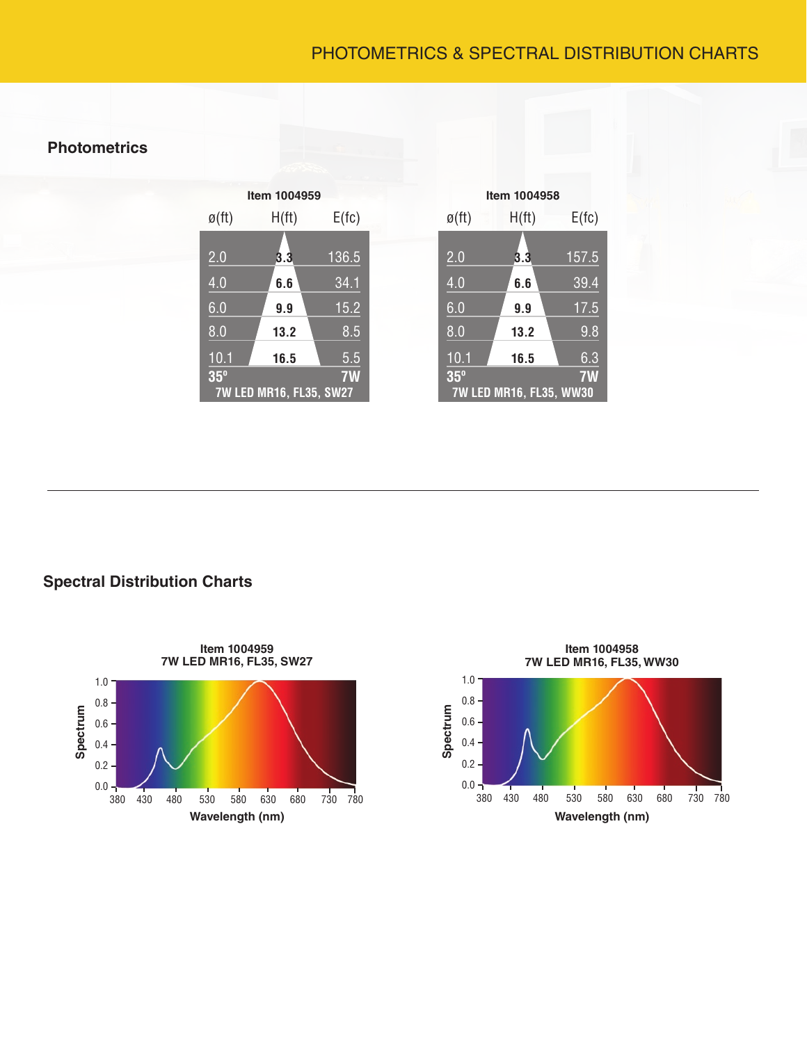PHOTOMETRICS & SPECTRAL DISTRIBUTION CHARTS

## Photometrics

**Item 1004959**

| ø(ft) | H(ft) | E(fc) |
|---|---|---|
| 2.0 | 3.3 | 136.5 |
| 4.0 | 6.6 | 34.1 |
| 6.0 | 9.9 | 15.2 |
| 8.0 | 13.2 | 8.5 |
| 10.1 | 16.5 | 5.5 |
| 35° | | 7W |

7W LED MR16, FL35, SW27

**Item 1004958**

| ø(ft) | H(ft) | E(fc) |
|---|---|---|
| 2.0 | 3.3 | 157.5 |
| 4.0 | 6.6 | 39.4 |
| 6.0 | 9.9 | 17.5 |
| 8.0 | 13.2 | 9.8 |
| 10.1 | 16.5 | 6.3 |
| 35° | | 7W |

7W LED MR16, FL35, WW30

## Spectral Distribution Charts

**Item 1004959**
**7W LED MR16, FL35, SW27**

Spectrum (0.0–1.0) vs. Wavelength (nm) (380–780)

**Item 1004958**
**7W LED MR16, FL35, WW30**

Spectrum (0.0–1.0) vs. Wavelength (nm) (380–780)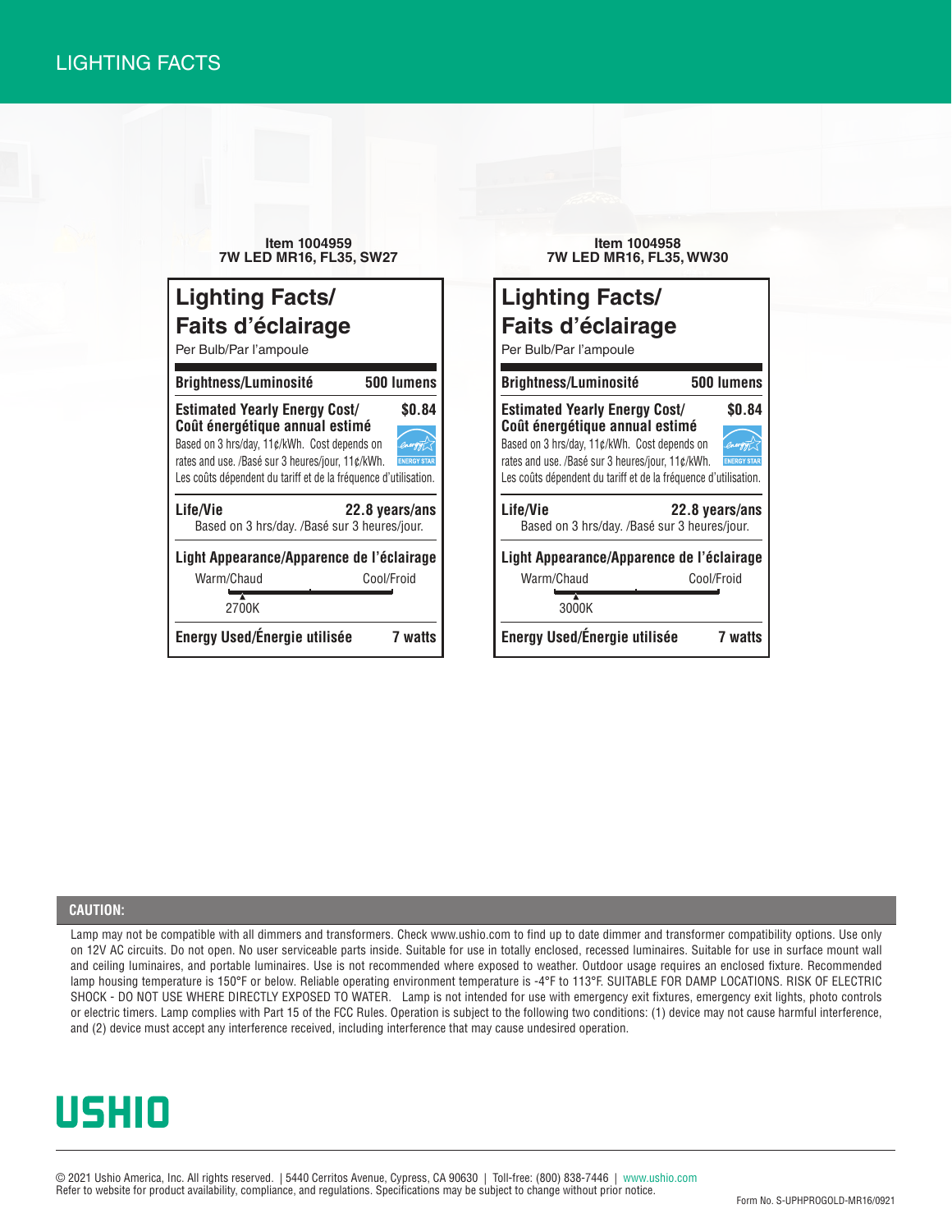# LIGHTING FACTS

**Item 1004959**
**7W LED MR16, FL35, SW27**

## Lighting Facts/ Faits d'éclairage

Per Bulb/Par l'ampoule

| | |
|---|---|
| **Brightness/Luminosité** | **500 lumens** |
| **Estimated Yearly Energy Cost/ Coût énergétique annual estimé** | **$0.84** |

Based on 3 hrs/day, 11¢/kWh. Cost depends on rates and use. /Basé sur 3 heures/jour, 11¢/kWh. Les coûts dépendent du tariff et de la fréquence d'utilisation.

ENERGY STAR

| | |
|---|---|
| **Life/Vie** | **22.8 years/ans** |

Based on 3 hrs/day. /Basé sur 3 heures/jour.

**Light Appearance/Apparence de l'éclairage**

Warm/Chaud Cool/Froid

2700K

| | |
|---|---|
| **Energy Used/Énergie utilisée** | **7 watts** |

**Item 1004958**
**7W LED MR16, FL35, WW30**

## Lighting Facts/ Faits d'éclairage

Per Bulb/Par l'ampoule

| | |
|---|---|
| **Brightness/Luminosité** | **500 lumens** |
| **Estimated Yearly Energy Cost/ Coût énergétique annual estimé** | **$0.84** |

Based on 3 hrs/day, 11¢/kWh. Cost depends on rates and use. /Basé sur 3 heures/jour, 11¢/kWh. Les coûts dépendent du tariff et de la fréquence d'utilisation.

ENERGY STAR

| | |
|---|---|
| **Life/Vie** | **22.8 years/ans** |

Based on 3 hrs/day. /Basé sur 3 heures/jour.

**Light Appearance/Apparence de l'éclairage**

Warm/Chaud Cool/Froid

3000K

| | |
|---|---|
| **Energy Used/Énergie utilisée** | **7 watts** |

**CAUTION:**

Lamp may not be compatible with all dimmers and transformers. Check www.ushio.com to find up to date dimmer and transformer compatibility options. Use only on 12V AC circuits. Do not open. No user serviceable parts inside. Suitable for use in totally enclosed, recessed luminaires. Suitable for use in surface mount wall and ceiling luminaires, and portable luminaires. Use is not recommended where exposed to weather. Outdoor usage requires an enclosed fixture. Recommended lamp housing temperature is 150°F or below. Reliable operating environment temperature is -4°F to 113°F. SUITABLE FOR DAMP LOCATIONS. RISK OF ELECTRIC SHOCK - DO NOT USE WHERE DIRECTLY EXPOSED TO WATER. Lamp is not intended for use with emergency exit fixtures, emergency exit lights, photo controls or electric timers. Lamp complies with Part 15 of the FCC Rules. Operation is subject to the following two conditions: (1) device may not cause harmful interference, and (2) device must accept any interference received, including interference that may cause undesired operation.

USHIO

© 2021 Ushio America, Inc. All rights reserved. | 5440 Cerritos Avenue, Cypress, CA 90630 | Toll-free: (800) 838-7446 | www.ushio.com
Refer to website for product availability, compliance, and regulations. Specifications may be subject to change without prior notice.

Form No. S-UPHPROGOLD-MR16/0921